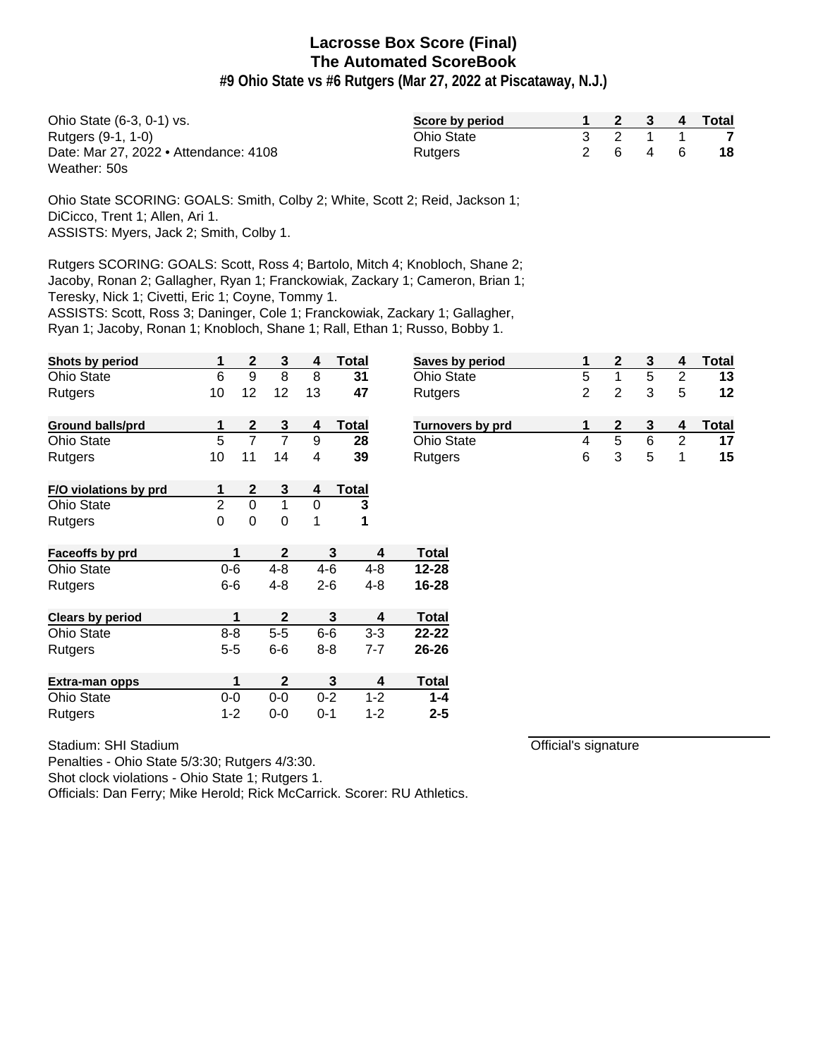# Lacrosse Box Score (Final)
## The Automated ScoreBook
### #9 Ohio State vs #6 Rutgers (Mar 27, 2022 at Piscataway, N.J.)

Ohio State (6-3, 0-1) vs.
Rutgers (9-1, 1-0)
Date: Mar 27, 2022 • Attendance: 4108
Weather: 50s

| Score by period | 1 | 2 | 3 | 4 | Total |
|---|---|---|---|---|---|
| Ohio State | 3 | 2 | 1 | 1 | 7 |
| Rutgers | 2 | 6 | 4 | 6 | 18 |

Ohio State SCORING: GOALS: Smith, Colby 2; White, Scott 2; Reid, Jackson 1; DiCicco, Trent 1; Allen, Ari 1.
ASSISTS: Myers, Jack 2; Smith, Colby 1.

Rutgers SCORING: GOALS: Scott, Ross 4; Bartolo, Mitch 4; Knobloch, Shane 2; Jacoby, Ronan 2; Gallagher, Ryan 1; Franckowiak, Zackary 1; Cameron, Brian 1; Teresky, Nick 1; Civetti, Eric 1; Coyne, Tommy 1.
ASSISTS: Scott, Ross 3; Daninger, Cole 1; Franckowiak, Zackary 1; Gallagher, Ryan 1; Jacoby, Ronan 1; Knobloch, Shane 1; Rall, Ethan 1; Russo, Bobby 1.

| Shots by period | 1 | 2 | 3 | 4 | Total |
|---|---|---|---|---|---|
| Ohio State | 6 | 9 | 8 | 8 | 31 |
| Rutgers | 10 | 12 | 12 | 13 | 47 |

| Saves by period | 1 | 2 | 3 | 4 | Total |
|---|---|---|---|---|---|
| Ohio State | 5 | 1 | 5 | 2 | 13 |
| Rutgers | 2 | 2 | 3 | 5 | 12 |

| Ground balls/prd | 1 | 2 | 3 | 4 | Total |
|---|---|---|---|---|---|
| Ohio State | 5 | 7 | 7 | 9 | 28 |
| Rutgers | 10 | 11 | 14 | 4 | 39 |

| Turnovers by prd | 1 | 2 | 3 | 4 | Total |
|---|---|---|---|---|---|
| Ohio State | 4 | 5 | 6 | 2 | 17 |
| Rutgers | 6 | 3 | 5 | 1 | 15 |

| F/O violations by prd | 1 | 2 | 3 | 4 | Total |
|---|---|---|---|---|---|
| Ohio State | 2 | 0 | 1 | 0 | 3 |
| Rutgers | 0 | 0 | 0 | 1 | 1 |

| Faceoffs by prd | 1 | 2 | 3 | 4 | Total |
|---|---|---|---|---|---|
| Ohio State | 0-6 | 4-8 | 4-6 | 4-8 | 12-28 |
| Rutgers | 6-6 | 4-8 | 2-6 | 4-8 | 16-28 |

| Clears by period | 1 | 2 | 3 | 4 | Total |
|---|---|---|---|---|---|
| Ohio State | 8-8 | 5-5 | 6-6 | 3-3 | 22-22 |
| Rutgers | 5-5 | 6-6 | 8-8 | 7-7 | 26-26 |

| Extra-man opps | 1 | 2 | 3 | 4 | Total |
|---|---|---|---|---|---|
| Ohio State | 0-0 | 0-0 | 0-2 | 1-2 | 1-4 |
| Rutgers | 1-2 | 0-0 | 0-1 | 1-2 | 2-5 |

Stadium: SHI Stadium
Penalties - Ohio State 5/3:30; Rutgers 4/3:30.
Shot clock violations - Ohio State 1; Rutgers 1.
Officials: Dan Ferry; Mike Herold; Rick McCarrick. Scorer: RU Athletics.

Official's signature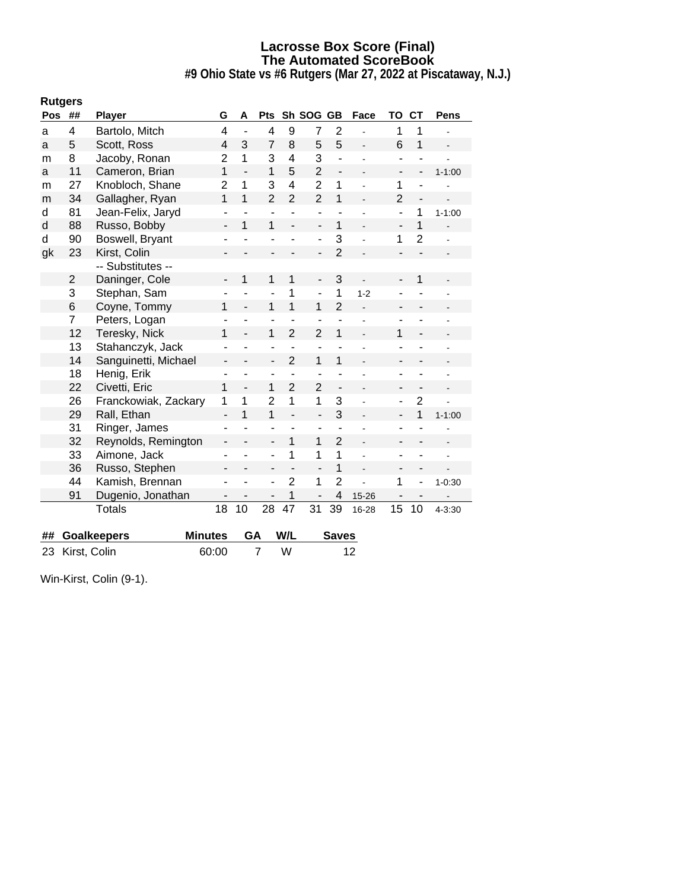# Lacrosse Box Score (Final)
## The Automated ScoreBook
### #9 Ohio State vs #6 Rutgers (Mar 27, 2022 at Piscataway, N.J.)

**Rutgers**

| Pos | ## | Player | G | A | Pts | Sh | SOG | GB | Face | TO | CT | Pens |
|---|---|---|---|---|---|---|---|---|---|---|---|---|
| a | 4 | Bartolo, Mitch | 4 | - | 4 | 9 | 7 | 2 | - | 1 | 1 | - |
| a | 5 | Scott, Ross | 4 | 3 | 7 | 8 | 5 | 5 | - | 6 | 1 | - |
| m | 8 | Jacoby, Ronan | 2 | 1 | 3 | 4 | 3 | - | - | - | - | - |
| a | 11 | Cameron, Brian | 1 | - | 1 | 5 | 2 | - | - | - | - | 1-1:00 |
| m | 27 | Knobloch, Shane | 2 | 1 | 3 | 4 | 2 | 1 | - | 1 | - | - |
| m | 34 | Gallagher, Ryan | 1 | 1 | 2 | 2 | 2 | 1 | - | 2 | - | - |
| d | 81 | Jean-Felix, Jaryd | - | - | - | - | - | - | - | - | 1 | 1-1:00 |
| d | 88 | Russo, Bobby | - | 1 | 1 | - | - | 1 | - | - | 1 | - |
| d | 90 | Boswell, Bryant | - | - | - | - | - | 3 | - | 1 | 2 | - |
| gk | 23 | Kirst, Colin | - | - | - | - | - | 2 | - | - | - | - |
| | | -- Substitutes -- | | | | | | | | | | |
| | 2 | Daninger, Cole | - | 1 | 1 | 1 | - | 3 | - | - | 1 | - |
| | 3 | Stephan, Sam | - | - | - | 1 | - | 1 | 1-2 | - | - | - |
| | 6 | Coyne, Tommy | 1 | - | 1 | 1 | 1 | 2 | - | - | - | - |
| | 7 | Peters, Logan | - | - | - | - | - | - | - | - | - | - |
| | 12 | Teresky, Nick | 1 | - | 1 | 2 | 2 | 1 | - | 1 | - | - |
| | 13 | Stahanczyk, Jack | - | - | - | - | - | - | - | - | - | - |
| | 14 | Sanguinetti, Michael | - | - | - | 2 | 1 | 1 | - | - | - | - |
| | 18 | Henig, Erik | - | - | - | - | - | - | - | - | - | - |
| | 22 | Civetti, Eric | 1 | - | 1 | 2 | 2 | - | - | - | - | - |
| | 26 | Franckowiak, Zackary | 1 | 1 | 2 | 1 | 1 | 3 | - | - | 2 | - |
| | 29 | Rall, Ethan | - | 1 | 1 | - | - | 3 | - | - | 1 | 1-1:00 |
| | 31 | Ringer, James | - | - | - | - | - | - | - | - | - | - |
| | 32 | Reynolds, Remington | - | - | - | 1 | 1 | 2 | - | - | - | - |
| | 33 | Aimone, Jack | - | - | - | 1 | 1 | 1 | - | - | - | - |
| | 36 | Russo, Stephen | - | - | - | - | - | 1 | - | - | - | - |
| | 44 | Kamish, Brennan | - | - | - | 2 | 1 | 2 | - | 1 | - | 1-0:30 |
| | 91 | Dugenio, Jonathan | - | - | - | 1 | - | 4 | 15-26 | - | - | - |
| | | Totals | 18 | 10 | 28 | 47 | 31 | 39 | 16-28 | 15 | 10 | 4-3:30 |

| ## | Goalkeepers | Minutes | GA | W/L | Saves |
|---|---|---|---|---|---|
| 23 | Kirst, Colin | 60:00 | 7 | W | 12 |

Win-Kirst, Colin (9-1).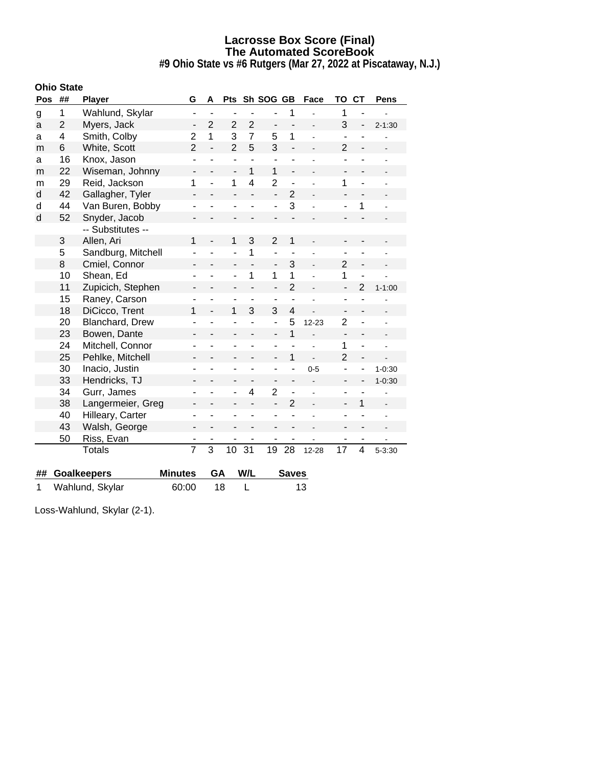# Lacrosse Box Score (Final)
## The Automated ScoreBook
### #9 Ohio State vs #6 Rutgers (Mar 27, 2022 at Piscataway, N.J.)

**Ohio State**

| Pos | ## | Player | G | A | Pts | Sh | SOG | GB | Face | TO | CT | Pens |
|---|---|---|---|---|---|---|---|---|---|---|---|---|
| g | 1 | Wahlund, Skylar | - | - | - | - | - | 1 | - | 1 | - | - |
| a | 2 | Myers, Jack | - | 2 | 2 | 2 | - | - | - | 3 | - | 2-1:30 |
| a | 4 | Smith, Colby | 2 | 1 | 3 | 7 | 5 | 1 | - | - | - | - |
| m | 6 | White, Scott | 2 | - | 2 | 5 | 3 | - | - | 2 | - | - |
| a | 16 | Knox, Jason | - | - | - | - | - | - | - | - | - | - |
| m | 22 | Wiseman, Johnny | - | - | - | 1 | 1 | - | - | - | - | - |
| m | 29 | Reid, Jackson | 1 | - | 1 | 4 | 2 | - | - | 1 | - | - |
| d | 42 | Gallagher, Tyler | - | - | - | - | - | 2 | - | - | - | - |
| d | 44 | Van Buren, Bobby | - | - | - | - | - | 3 | - | - | 1 | - |
| d | 52 | Snyder, Jacob | - | - | - | - | - | - | - | - | - | - |
| | | -- Substitutes -- | | | | | | | | | | |
| | 3 | Allen, Ari | 1 | - | 1 | 3 | 2 | 1 | - | - | - | - |
| | 5 | Sandburg, Mitchell | - | - | - | 1 | - | - | - | - | - | - |
| | 8 | Cmiel, Connor | - | - | - | - | - | 3 | - | 2 | - | - |
| | 10 | Shean, Ed | - | - | - | 1 | 1 | 1 | - | 1 | - | - |
| | 11 | Zupicich, Stephen | - | - | - | - | - | 2 | - | - | 2 | 1-1:00 |
| | 15 | Raney, Carson | - | - | - | - | - | - | - | - | - | - |
| | 18 | DiCicco, Trent | 1 | - | 1 | 3 | 3 | 4 | - | - | - | - |
| | 20 | Blanchard, Drew | - | - | - | - | - | 5 | 12-23 | 2 | - | - |
| | 23 | Bowen, Dante | - | - | - | - | - | 1 | - | - | - | - |
| | 24 | Mitchell, Connor | - | - | - | - | - | - | - | 1 | - | - |
| | 25 | Pehlke, Mitchell | - | - | - | - | - | 1 | - | 2 | - | - |
| | 30 | Inacio, Justin | - | - | - | - | - | - | 0-5 | - | - | 1-0:30 |
| | 33 | Hendricks, TJ | - | - | - | - | - | - | - | - | - | 1-0:30 |
| | 34 | Gurr, James | - | - | - | 4 | 2 | - | - | - | - | - |
| | 38 | Langermeier, Greg | - | - | - | - | - | 2 | - | - | 1 | - |
| | 40 | Hilleary, Carter | - | - | - | - | - | - | - | - | - | - |
| | 43 | Walsh, George | - | - | - | - | - | - | - | - | - | - |
| | 50 | Riss, Evan | - | - | - | - | - | - | - | - | - | - |
| | | Totals | 7 | 3 | 10 | 31 | 19 | 28 | 12-28 | 17 | 4 | 5-3:30 |

| ## | Goalkeepers | Minutes | GA | W/L | Saves |
|---|---|---|---|---|---|
| 1 | Wahlund, Skylar | 60:00 | 18 | L | 13 |

Loss-Wahlund, Skylar (2-1).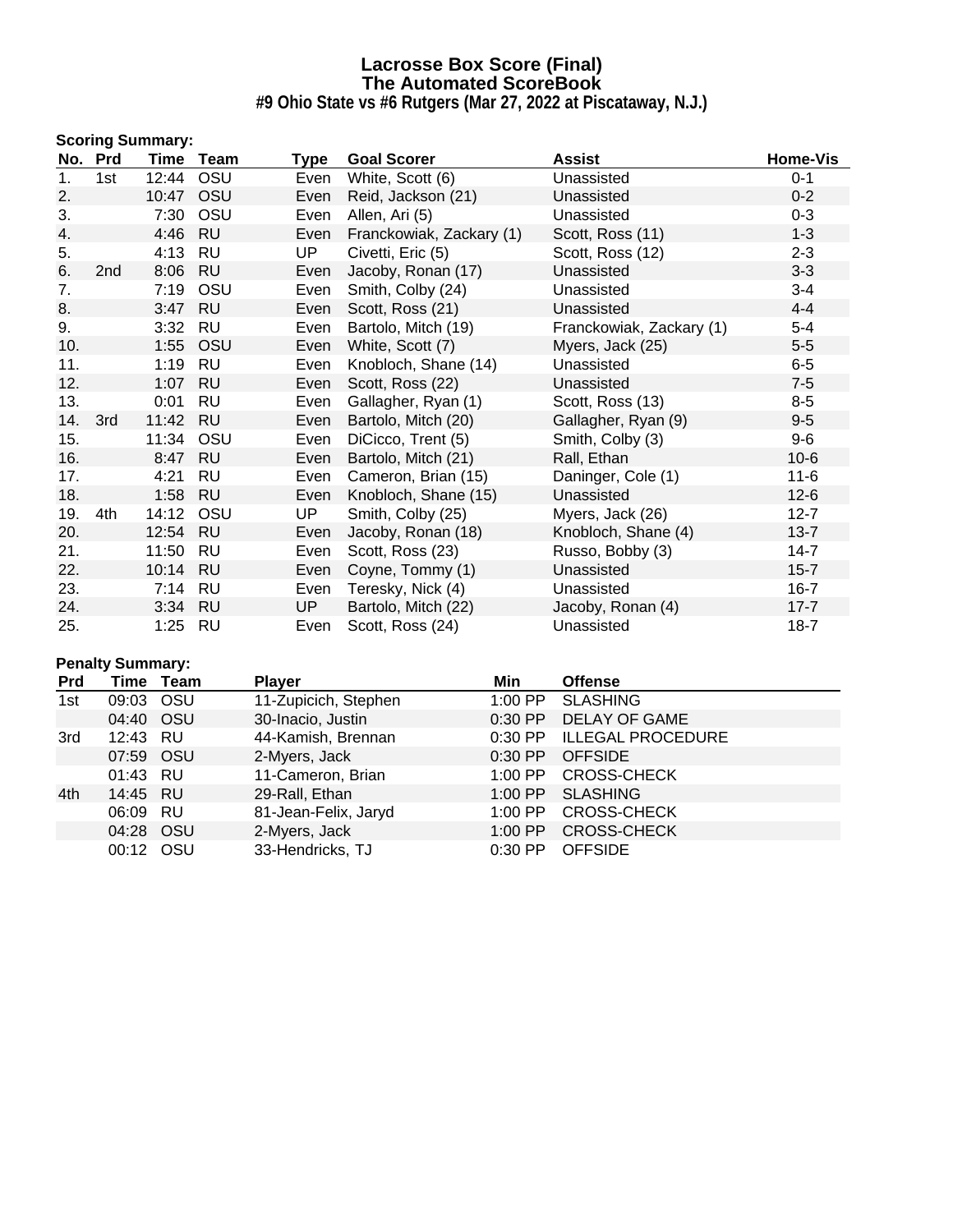# Lacrosse Box Score (Final)
## The Automated ScoreBook
### #9 Ohio State vs #6 Rutgers (Mar 27, 2022 at Piscataway, N.J.)

**Scoring Summary:**

| No. | Prd | Time | Team | Type | Goal Scorer | Assist | Home-Vis |
|---|---|---|---|---|---|---|---|
| 1. | 1st | 12:44 | OSU | Even | White, Scott (6) | Unassisted | 0-1 |
| 2. | | 10:47 | OSU | Even | Reid, Jackson (21) | Unassisted | 0-2 |
| 3. | | 7:30 | OSU | Even | Allen, Ari (5) | Unassisted | 0-3 |
| 4. | | 4:46 | RU | Even | Franckowiak, Zackary (1) | Scott, Ross (11) | 1-3 |
| 5. | | 4:13 | RU | UP | Civetti, Eric (5) | Scott, Ross (12) | 2-3 |
| 6. | 2nd | 8:06 | RU | Even | Jacoby, Ronan (17) | Unassisted | 3-3 |
| 7. | | 7:19 | OSU | Even | Smith, Colby (24) | Unassisted | 3-4 |
| 8. | | 3:47 | RU | Even | Scott, Ross (21) | Unassisted | 4-4 |
| 9. | | 3:32 | RU | Even | Bartolo, Mitch (19) | Franckowiak, Zackary (1) | 5-4 |
| 10. | | 1:55 | OSU | Even | White, Scott (7) | Myers, Jack (25) | 5-5 |
| 11. | | 1:19 | RU | Even | Knobloch, Shane (14) | Unassisted | 6-5 |
| 12. | | 1:07 | RU | Even | Scott, Ross (22) | Unassisted | 7-5 |
| 13. | | 0:01 | RU | Even | Gallagher, Ryan (1) | Scott, Ross (13) | 8-5 |
| 14. | 3rd | 11:42 | RU | Even | Bartolo, Mitch (20) | Gallagher, Ryan (9) | 9-5 |
| 15. | | 11:34 | OSU | Even | DiCicco, Trent (5) | Smith, Colby (3) | 9-6 |
| 16. | | 8:47 | RU | Even | Bartolo, Mitch (21) | Rall, Ethan | 10-6 |
| 17. | | 4:21 | RU | Even | Cameron, Brian (15) | Daninger, Cole (1) | 11-6 |
| 18. | | 1:58 | RU | Even | Knobloch, Shane (15) | Unassisted | 12-6 |
| 19. | 4th | 14:12 | OSU | UP | Smith, Colby (25) | Myers, Jack (26) | 12-7 |
| 20. | | 12:54 | RU | Even | Jacoby, Ronan (18) | Knobloch, Shane (4) | 13-7 |
| 21. | | 11:50 | RU | Even | Scott, Ross (23) | Russo, Bobby (3) | 14-7 |
| 22. | | 10:14 | RU | Even | Coyne, Tommy (1) | Unassisted | 15-7 |
| 23. | | 7:14 | RU | Even | Teresky, Nick (4) | Unassisted | 16-7 |
| 24. | | 3:34 | RU | UP | Bartolo, Mitch (22) | Jacoby, Ronan (4) | 17-7 |
| 25. | | 1:25 | RU | Even | Scott, Ross (24) | Unassisted | 18-7 |

**Penalty Summary:**

| Prd | Time | Team | Player | Min | Offense |
|---|---|---|---|---|---|
| 1st | 09:03 | OSU | 11-Zupicich, Stephen | 1:00 PP | SLASHING |
| | 04:40 | OSU | 30-Inacio, Justin | 0:30 PP | DELAY OF GAME |
| 3rd | 12:43 | RU | 44-Kamish, Brennan | 0:30 PP | ILLEGAL PROCEDURE |
| | 07:59 | OSU | 2-Myers, Jack | 0:30 PP | OFFSIDE |
| | 01:43 | RU | 11-Cameron, Brian | 1:00 PP | CROSS-CHECK |
| 4th | 14:45 | RU | 29-Rall, Ethan | 1:00 PP | SLASHING |
| | 06:09 | RU | 81-Jean-Felix, Jaryd | 1:00 PP | CROSS-CHECK |
| | 04:28 | OSU | 2-Myers, Jack | 1:00 PP | CROSS-CHECK |
| | 00:12 | OSU | 33-Hendricks, TJ | 0:30 PP | OFFSIDE |